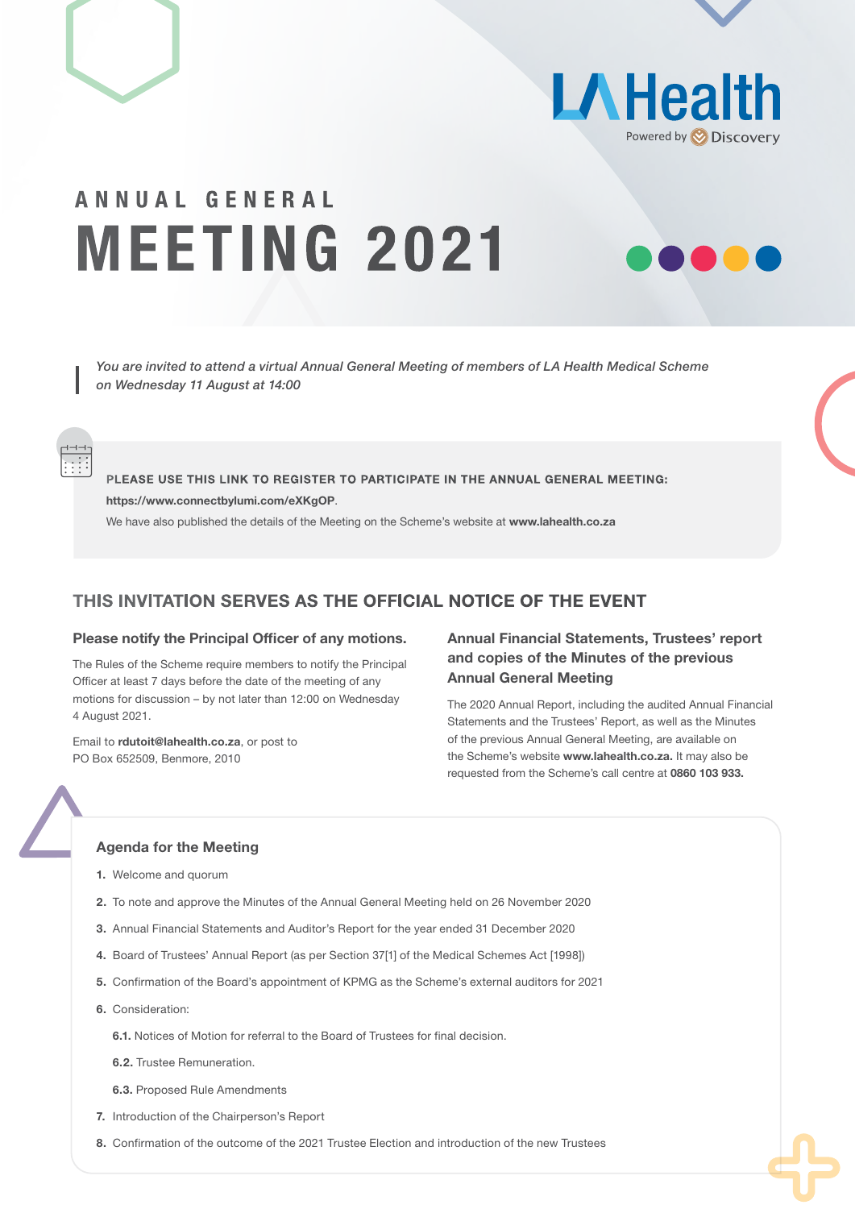LA Health

Powered by Discovery

# ANNUAL GENERAL MEETING 2021

*You are invited to attend a virtual Annual General Meeting of members of LA Health Medical Scheme on Wednesday 11 August at 14:00*

**PLEASE USE THIS LINK TO REGISTER TO PARTICIPATE IN THE ANNUAL GENERAL MEETING:**

**https://www.connectbylumi.com/eXKgOP**.

We have also published the details of the Meeting on the Scheme's website at **www.lahealth.co.za**

## THIS INVITATION SERVES AS THE OFFICIAL NOTICE OF THE EVENT

### Please notify the Principal Officer of any motions.

The Rules of the Scheme require members to notify the Principal Officer at least 7 days before the date of the meeting of any motions for discussion – by not later than 12:00 on Wednesday 4 August 2021.

Email to **rdutoit@lahealth.co.za**, or post to PO Box 652509, Benmore, 2010

### Annual Financial Statements, Trustees' report and copies of the Minutes of the previous Annual General Meeting

The 2020 Annual Report, including the audited Annual Financial Statements and the Trustees' Report, as well as the Minutes of the previous Annual General Meeting, are available on the Scheme's website **www.lahealth.co.za.** It may also be requested from the Scheme's call centre at **0860 103 933.**

### Agenda for the Meeting

1. Welcome and quorum
2. To note and approve the Minutes of the Annual General Meeting held on 26 November 2020
3. Annual Financial Statements and Auditor's Report for the year ended 31 December 2020
4. Board of Trustees' Annual Report (as per Section 37[1] of the Medical Schemes Act [1998])
5. Confirmation of the Board's appointment of KPMG as the Scheme's external auditors for 2021
6. Consideration:
   - **6.1.** Notices of Motion for referral to the Board of Trustees for final decision.
   - **6.2.** Trustee Remuneration.
   - **6.3.** Proposed Rule Amendments
7. Introduction of the Chairperson's Report
8. Confirmation of the outcome of the 2021 Trustee Election and introduction of the new Trustees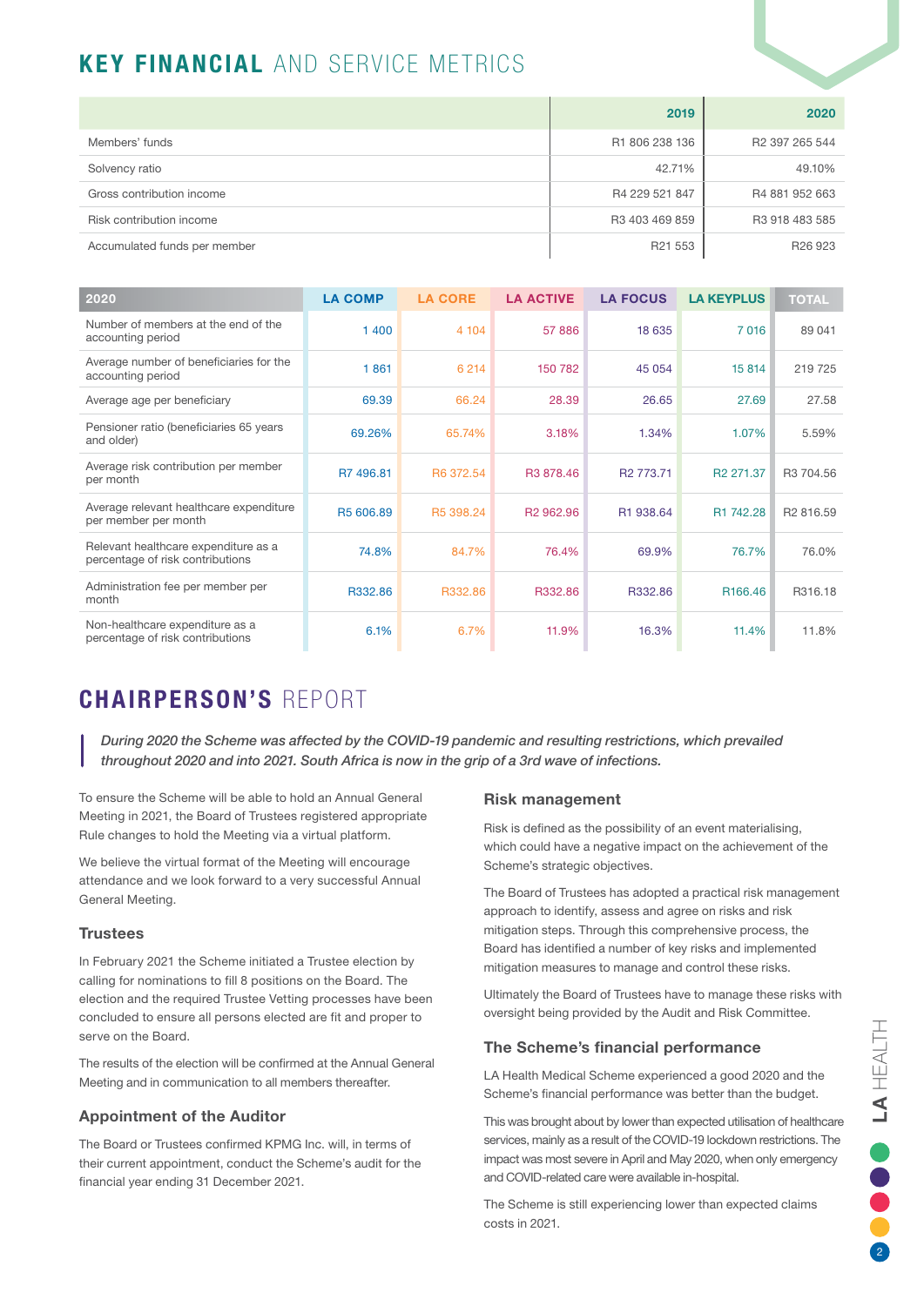# KEY FINANCIAL AND SERVICE METRICS

| | 2019 | 2020 |
|---|---|---|
| Members' funds | R1 806 238 136 | R2 397 265 544 |
| Solvency ratio | 42.71% | 49.10% |
| Gross contribution income | R4 229 521 847 | R4 881 952 663 |
| Risk contribution income | R3 403 469 859 | R3 918 483 585 |
| Accumulated funds per member | R21 553 | R26 923 |

| 2020 | LA COMP | LA CORE | LA ACTIVE | LA FOCUS | LA KEYPLUS | TOTAL |
|---|---|---|---|---|---|---|
| Number of members at the end of the accounting period | 1 400 | 4 104 | 57 886 | 18 635 | 7 016 | 89 041 |
| Average number of beneficiaries for the accounting period | 1 861 | 6 214 | 150 782 | 45 054 | 15 814 | 219 725 |
| Average age per beneficiary | 69.39 | 66.24 | 28.39 | 26.65 | 27.69 | 27.58 |
| Pensioner ratio (beneficiaries 65 years and older) | 69.26% | 65.74% | 3.18% | 1.34% | 1.07% | 5.59% |
| Average risk contribution per member per month | R7 496.81 | R6 372.54 | R3 878.46 | R2 773.71 | R2 271.37 | R3 704.56 |
| Average relevant healthcare expenditure per member per month | R5 606.89 | R5 398.24 | R2 962.96 | R1 938.64 | R1 742.28 | R2 816.59 |
| Relevant healthcare expenditure as a percentage of risk contributions | 74.8% | 84.7% | 76.4% | 69.9% | 76.7% | 76.0% |
| Administration fee per member per month | R332.86 | R332.86 | R332.86 | R332.86 | R166.46 | R316.18 |
| Non-healthcare expenditure as a percentage of risk contributions | 6.1% | 6.7% | 11.9% | 16.3% | 11.4% | 11.8% |

# CHAIRPERSON'S REPORT

*During 2020 the Scheme was affected by the COVID-19 pandemic and resulting restrictions, which prevailed throughout 2020 and into 2021. South Africa is now in the grip of a 3rd wave of infections.*

To ensure the Scheme will be able to hold an Annual General Meeting in 2021, the Board of Trustees registered appropriate Rule changes to hold the Meeting via a virtual platform.

We believe the virtual format of the Meeting will encourage attendance and we look forward to a very successful Annual General Meeting.

### Trustees

In February 2021 the Scheme initiated a Trustee election by calling for nominations to fill 8 positions on the Board. The election and the required Trustee Vetting processes have been concluded to ensure all persons elected are fit and proper to serve on the Board.

The results of the election will be confirmed at the Annual General Meeting and in communication to all members thereafter.

### Appointment of the Auditor

The Board or Trustees confirmed KPMG Inc. will, in terms of their current appointment, conduct the Scheme's audit for the financial year ending 31 December 2021.

### Risk management

Risk is defined as the possibility of an event materialising, which could have a negative impact on the achievement of the Scheme's strategic objectives.

The Board of Trustees has adopted a practical risk management approach to identify, assess and agree on risks and risk mitigation steps. Through this comprehensive process, the Board has identified a number of key risks and implemented mitigation measures to manage and control these risks.

Ultimately the Board of Trustees have to manage these risks with oversight being provided by the Audit and Risk Committee.

### The Scheme's financial performance

LA Health Medical Scheme experienced a good 2020 and the Scheme's financial performance was better than the budget.

This was brought about by lower than expected utilisation of healthcare services, mainly as a result of the COVID-19 lockdown restrictions. The impact was most severe in April and May 2020, when only emergency and COVID-related care were available in-hospital.

The Scheme is still experiencing lower than expected claims costs in 2021.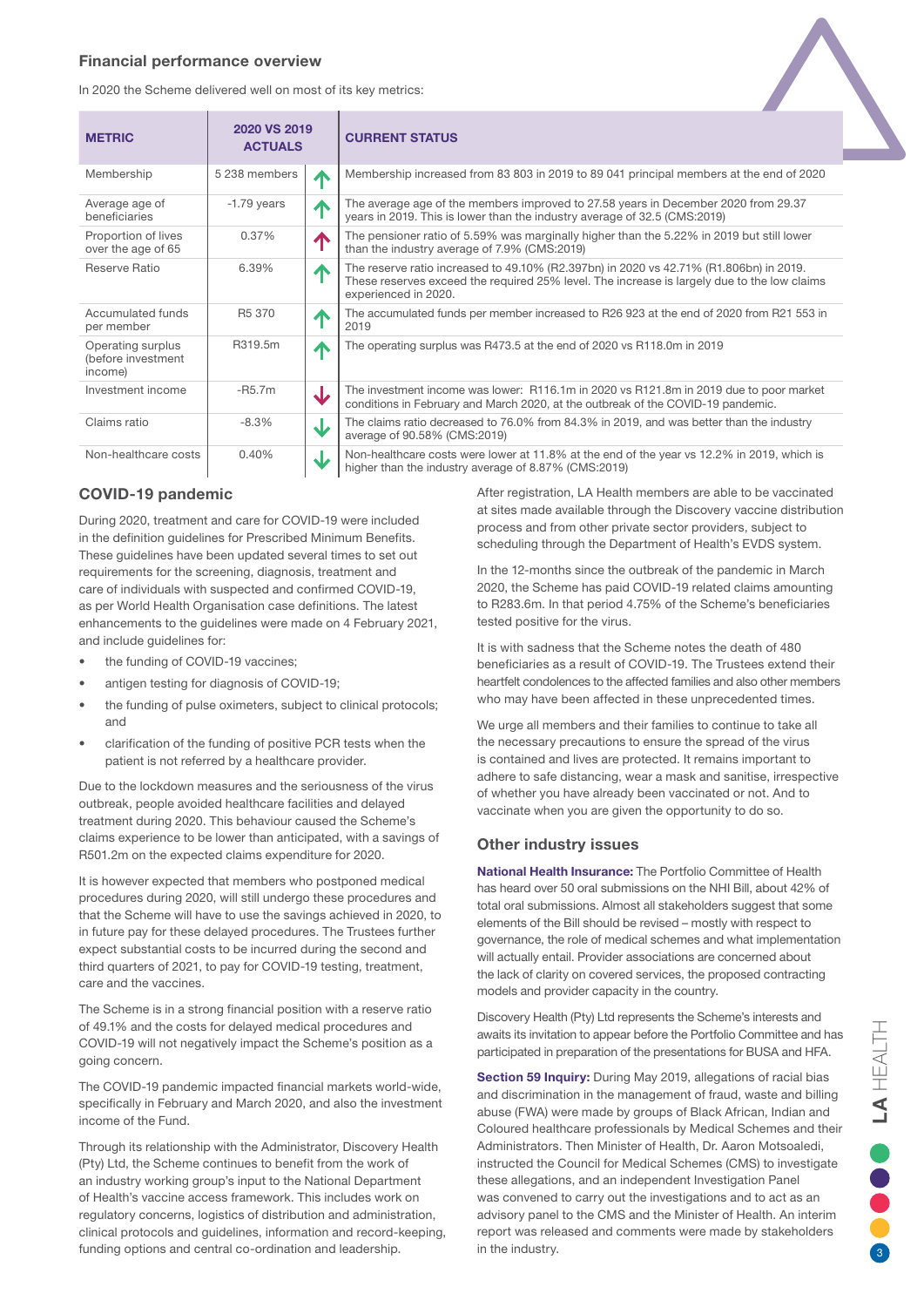### Financial performance overview

In 2020 the Scheme delivered well on most of its key metrics:

| METRIC | 2020 VS 2019 ACTUALS | | CURRENT STATUS |
|---|---|---|---|
| Membership | 5 238 members | ↑ | Membership increased from 83 803 in 2019 to 89 041 principal members at the end of 2020 |
| Average age of beneficiaries | -1.79 years | ↑ | The average age of the members improved to 27.58 years in December 2020 from 29.37 years in 2019. This is lower than the industry average of 32.5 (CMS:2019) |
| Proportion of lives over the age of 65 | 0.37% | ↑ | The pensioner ratio of 5.59% was marginally higher than the 5.22% in 2019 but still lower than the industry average of 7.9% (CMS:2019) |
| Reserve Ratio | 6.39% | ↑ | The reserve ratio increased to 49.10% (R2.397bn) in 2020 vs 42.71% (R1.806bn) in 2019. These reserves exceed the required 25% level. The increase is largely due to the low claims experienced in 2020. |
| Accumulated funds per member | R5 370 | ↑ | The accumulated funds per member increased to R26 923 at the end of 2020 from R21 553 in 2019 |
| Operating surplus (before investment income) | R319.5m | ↑ | The operating surplus was R473.5 at the end of 2020 vs R118.0m in 2019 |
| Investment income | -R5.7m | ↓ | The investment income was lower: R116.1m in 2020 vs R121.8m in 2019 due to poor market conditions in February and March 2020, at the outbreak of the COVID-19 pandemic. |
| Claims ratio | -8.3% | ↓ | The claims ratio decreased to 76.0% from 84.3% in 2019, and was better than the industry average of 90.58% (CMS:2019) |
| Non-healthcare costs | 0.40% | ↓ | Non-healthcare costs were lower at 11.8% at the end of the year vs 12.2% in 2019, which is higher than the industry average of 8.87% (CMS:2019) |

### COVID-19 pandemic

During 2020, treatment and care for COVID-19 were included in the definition guidelines for Prescribed Minimum Benefits. These guidelines have been updated several times to set out requirements for the screening, diagnosis, treatment and care of individuals with suspected and confirmed COVID-19, as per World Health Organisation case definitions. The latest enhancements to the guidelines were made on 4 February 2021, and include guidelines for:

- the funding of COVID-19 vaccines;
- antigen testing for diagnosis of COVID-19;
- the funding of pulse oximeters, subject to clinical protocols; and
- clarification of the funding of positive PCR tests when the patient is not referred by a healthcare provider.

Due to the lockdown measures and the seriousness of the virus outbreak, people avoided healthcare facilities and delayed treatment during 2020. This behaviour caused the Scheme's claims experience to be lower than anticipated, with a savings of R501.2m on the expected claims expenditure for 2020.

It is however expected that members who postponed medical procedures during 2020, will still undergo these procedures and that the Scheme will have to use the savings achieved in 2020, to in future pay for these delayed procedures. The Trustees further expect substantial costs to be incurred during the second and third quarters of 2021, to pay for COVID-19 testing, treatment, care and the vaccines.

The Scheme is in a strong financial position with a reserve ratio of 49.1% and the costs for delayed medical procedures and COVID-19 will not negatively impact the Scheme's position as a going concern.

The COVID-19 pandemic impacted financial markets world-wide, specifically in February and March 2020, and also the investment income of the Fund.

Through its relationship with the Administrator, Discovery Health (Pty) Ltd, the Scheme continues to benefit from the work of an industry working group's input to the National Department of Health's vaccine access framework. This includes work on regulatory concerns, logistics of distribution and administration, clinical protocols and guidelines, information and record-keeping, funding options and central co-ordination and leadership.

After registration, LA Health members are able to be vaccinated at sites made available through the Discovery vaccine distribution process and from other private sector providers, subject to scheduling through the Department of Health's EVDS system.

In the 12-months since the outbreak of the pandemic in March 2020, the Scheme has paid COVID-19 related claims amounting to R283.6m. In that period 4.75% of the Scheme's beneficiaries tested positive for the virus.

It is with sadness that the Scheme notes the death of 480 beneficiaries as a result of COVID-19. The Trustees extend their heartfelt condolences to the affected families and also other members who may have been affected in these unprecedented times.

We urge all members and their families to continue to take all the necessary precautions to ensure the spread of the virus is contained and lives are protected. It remains important to adhere to safe distancing, wear a mask and sanitise, irrespective of whether you have already been vaccinated or not. And to vaccinate when you are given the opportunity to do so.

### Other industry issues

**National Health Insurance:** The Portfolio Committee of Health has heard over 50 oral submissions on the NHI Bill, about 42% of total oral submissions. Almost all stakeholders suggest that some elements of the Bill should be revised – mostly with respect to governance, the role of medical schemes and what implementation will actually entail. Provider associations are concerned about the lack of clarity on covered services, the proposed contracting models and provider capacity in the country.

Discovery Health (Pty) Ltd represents the Scheme's interests and awaits its invitation to appear before the Portfolio Committee and has participated in preparation of the presentations for BUSA and HFA.

**Section 59 Inquiry:** During May 2019, allegations of racial bias and discrimination in the management of fraud, waste and billing abuse (FWA) were made by groups of Black African, Indian and Coloured healthcare professionals by Medical Schemes and their Administrators. Then Minister of Health, Dr. Aaron Motsoaledi, instructed the Council for Medical Schemes (CMS) to investigate these allegations, and an independent Investigation Panel was convened to carry out the investigations and to act as an advisory panel to the CMS and the Minister of Health. An interim report was released and comments were made by stakeholders in the industry.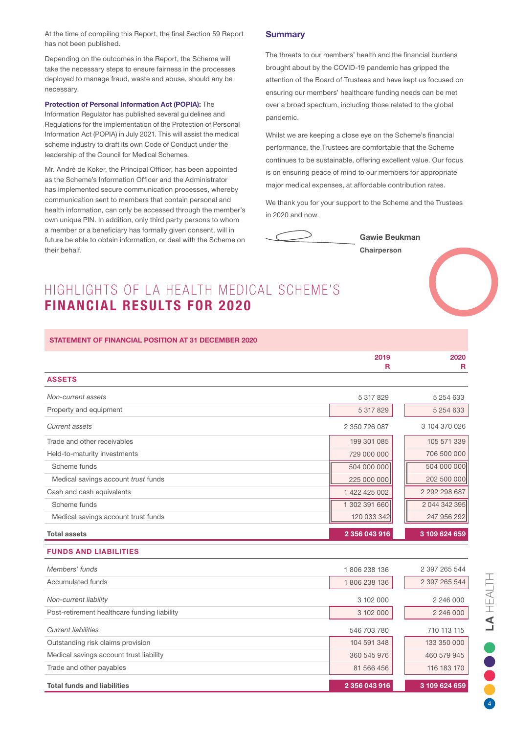At the time of compiling this Report, the final Section 59 Report has not been published.

Depending on the outcomes in the Report, the Scheme will take the necessary steps to ensure fairness in the processes deployed to manage fraud, waste and abuse, should any be necessary.

**Protection of Personal Information Act (POPIA):** The Information Regulator has published several guidelines and Regulations for the implementation of the Protection of Personal Information Act (POPIA) in July 2021. This will assist the medical scheme industry to draft its own Code of Conduct under the leadership of the Council for Medical Schemes.

Mr. André de Koker, the Principal Officer, has been appointed as the Scheme's Information Officer and the Administrator has implemented secure communication processes, whereby communication sent to members that contain personal and health information, can only be accessed through the member's own unique PIN. In addition, only third party persons to whom a member or a beneficiary has formally given consent, will in future be able to obtain information, or deal with the Scheme on their behalf.

### Summary

The threats to our members' health and the financial burdens brought about by the COVID-19 pandemic has gripped the attention of the Board of Trustees and have kept us focused on ensuring our members' healthcare funding needs can be met over a broad spectrum, including those related to the global pandemic.

Whilst we are keeping a close eye on the Scheme's financial performance, the Trustees are comfortable that the Scheme continues to be sustainable, offering excellent value. Our focus is on ensuring peace of mind to our members for appropriate major medical expenses, at affordable contribution rates.

We thank you for your support to the Scheme and the Trustees in 2020 and now.

**Gawie Beukman**
**Chairperson**

# HIGHLIGHTS OF LA HEALTH MEDICAL SCHEME'S **FINANCIAL RESULTS FOR 2020**

**STATEMENT OF FINANCIAL POSITION AT 31 DECEMBER 2020**

| | 2019 R | 2020 R |
|---|---:|---:|
| **ASSETS** | | |
| *Non-current assets* | 5 317 829 | 5 254 633 |
| Property and equipment | 5 317 829 | 5 254 633 |
| *Current assets* | 2 350 726 087 | 3 104 370 026 |
| Trade and other receivables | 199 301 085 | 105 571 339 |
| Held-to-maturity investments | 729 000 000 | 706 500 000 |
| Scheme funds | 504 000 000 | 504 000 000 |
| Medical savings account *trust* funds | 225 000 000 | 202 500 000 |
| Cash and cash equivalents | 1 422 425 002 | 2 292 298 687 |
| Scheme funds | 1 302 391 660 | 2 044 342 395 |
| Medical savings account trust funds | 120 033 342 | 247 956 292 |
| **Total assets** | **2 356 043 916** | **3 109 624 659** |
| **FUNDS AND LIABILITIES** | | |
| *Members' funds* | 1 806 238 136 | 2 397 265 544 |
| Accumulated funds | 1 806 238 136 | 2 397 265 544 |
| *Non-current liability* | 3 102 000 | 2 246 000 |
| Post-retirement healthcare funding liability | 3 102 000 | 2 246 000 |
| *Current liabilities* | 546 703 780 | 710 113 115 |
| Outstanding risk claims provision | 104 591 348 | 133 350 000 |
| Medical savings account trust liability | 360 545 976 | 460 579 945 |
| Trade and other payables | 81 566 456 | 116 183 170 |
| **Total funds and liabilities** | **2 356 043 916** | **3 109 624 659** |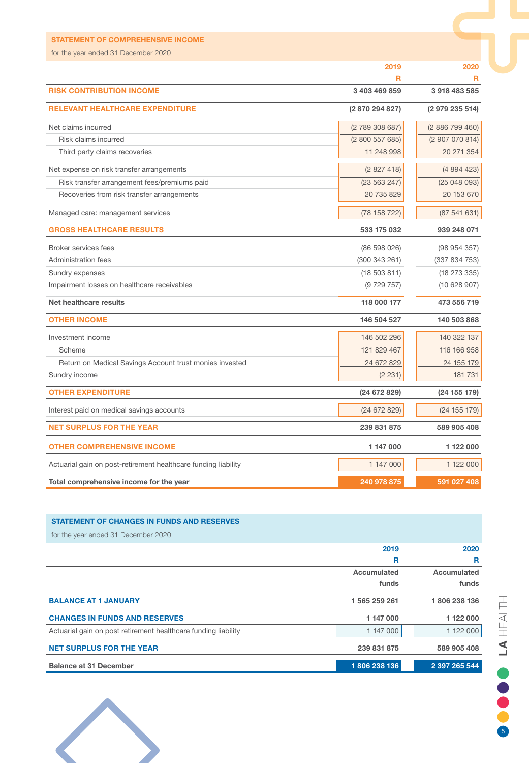## STATEMENT OF COMPREHENSIVE INCOME

for the year ended 31 December 2020

| | 2019<br>R | 2020<br>R |
|---|---|---|
| **RISK CONTRIBUTION INCOME** | **3 403 469 859** | **3 918 483 585** |
| **RELEVANT HEALTHCARE EXPENDITURE** | **(2 870 294 827)** | **(2 979 235 514)** |
| Net claims incurred | (2 789 308 687) | (2 886 799 460) |
| Risk claims incurred | (2 800 557 685) | (2 907 070 814) |
| Third party claims recoveries | 11 248 998 | 20 271 354 |
| Net expense on risk transfer arrangements | (2 827 418) | (4 894 423) |
| Risk transfer arrangement fees/premiums paid | (23 563 247) | (25 048 093) |
| Recoveries from risk transfer arrangements | 20 735 829 | 20 153 670 |
| Managed care: management services | (78 158 722) | (87 541 631) |
| **GROSS HEALTHCARE RESULTS** | **533 175 032** | **939 248 071** |
| Broker services fees | (86 598 026) | (98 954 357) |
| Administration fees | (300 343 261) | (337 834 753) |
| Sundry expenses | (18 503 811) | (18 273 335) |
| Impairment losses on healthcare receivables | (9 729 757) | (10 628 907) |
| **Net healthcare results** | **118 000 177** | **473 556 719** |
| **OTHER INCOME** | **146 504 527** | **140 503 868** |
| Investment income | 146 502 296 | 140 322 137 |
| Scheme | 121 829 467 | 116 166 958 |
| Return on Medical Savings Account trust monies invested | 24 672 829 | 24 155 179 |
| Sundry income | (2 231) | 181 731 |
| **OTHER EXPENDITURE** | **(24 672 829)** | **(24 155 179)** |
| Interest paid on medical savings accounts | (24 672 829) | (24 155 179) |
| **NET SURPLUS FOR THE YEAR** | **239 831 875** | **589 905 408** |
| **OTHER COMPREHENSIVE INCOME** | **1 147 000** | **1 122 000** |
| Actuarial gain on post-retirement healthcare funding liability | 1 147 000 | 1 122 000 |
| **Total comprehensive income for the year** | **240 978 875** | **591 027 408** |

## STATEMENT OF CHANGES IN FUNDS AND RESERVES

for the year ended 31 December 2020

| | 2019<br>R<br>Accumulated funds | 2020<br>R<br>Accumulated funds |
|---|---|---|
| **BALANCE AT 1 JANUARY** | **1 565 259 261** | **1 806 238 136** |
| **CHANGES IN FUNDS AND RESERVES** | **1 147 000** | **1 122 000** |
| Actuarial gain on post retirement healthcare funding liability | 1 147 000 | 1 122 000 |
| **NET SURPLUS FOR THE YEAR** | **239 831 875** | **589 905 408** |
| **Balance at 31 December** | **1 806 238 136** | **2 397 265 544** |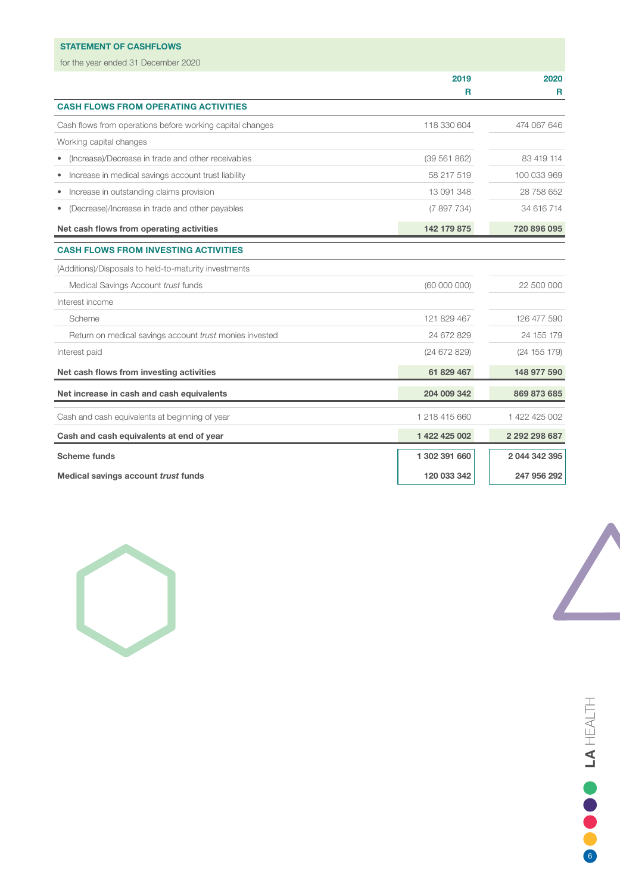## STATEMENT OF CASHFLOWS

for the year ended 31 December 2020

| | 2019<br>R | 2020<br>R |
|---|---|---|
| **CASH FLOWS FROM OPERATING ACTIVITIES** | | |
| Cash flows from operations before working capital changes | 118 330 604 | 474 067 646 |
| Working capital changes | | |
| • (Increase)/Decrease in trade and other receivables | (39 561 862) | 83 419 114 |
| • Increase in medical savings account trust liability | 58 217 519 | 100 033 969 |
| • Increase in outstanding claims provision | 13 091 348 | 28 758 652 |
| • (Decrease)/Increase in trade and other payables | (7 897 734) | 34 616 714 |
| **Net cash flows from operating activities** | **142 179 875** | **720 896 095** |
| **CASH FLOWS FROM INVESTING ACTIVITIES** | | |
| (Additions)/Disposals to held-to-maturity investments | | |
| Medical Savings Account *trust* funds | (60 000 000) | 22 500 000 |
| Interest income | | |
| Scheme | 121 829 467 | 126 477 590 |
| Return on medical savings account *trust* monies invested | 24 672 829 | 24 155 179 |
| Interest paid | (24 672 829) | (24 155 179) |
| **Net cash flows from investing activities** | **61 829 467** | **148 977 590** |
| **Net increase in cash and cash equivalents** | **204 009 342** | **869 873 685** |
| Cash and cash equivalents at beginning of year | 1 218 415 660 | 1 422 425 002 |
| **Cash and cash equivalents at end of year** | **1 422 425 002** | **2 292 298 687** |
| **Scheme funds** | **1 302 391 660** | **2 044 342 395** |
| **Medical savings account *trust* funds** | **120 033 342** | **247 956 292** |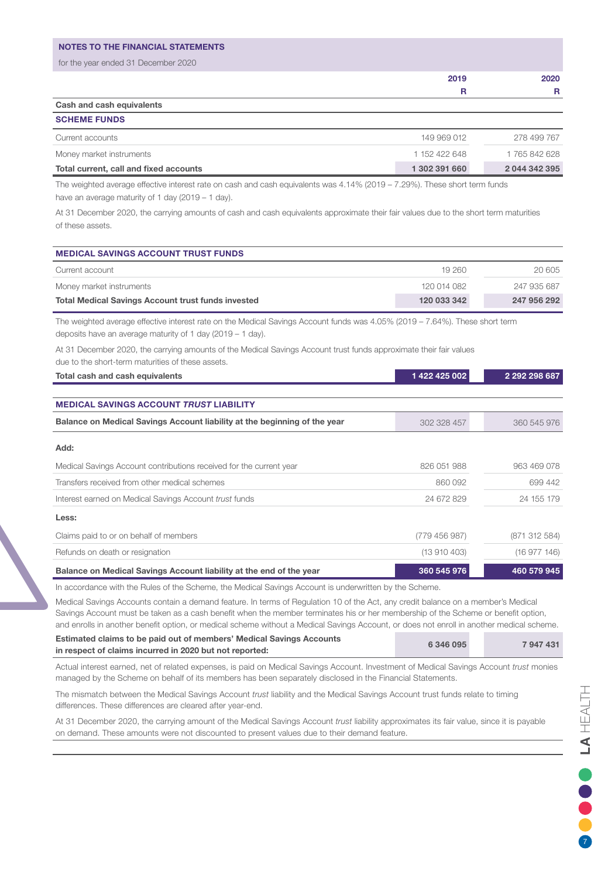## NOTES TO THE FINANCIAL STATEMENTS

for the year ended 31 December 2020

| | 2019 R | 2020 R |
|---|---|---|
| **Cash and cash equivalents** | | |
| **SCHEME FUNDS** | | |
| Current accounts | 149 969 012 | 278 499 767 |
| Money market instruments | 1 152 422 648 | 1 765 842 628 |
| **Total current, call and fixed accounts** | **1 302 391 660** | **2 044 342 395** |

The weighted average effective interest rate on cash and cash equivalents was 4.14% (2019 – 7.29%). These short term funds have an average maturity of 1 day (2019 – 1 day).

At 31 December 2020, the carrying amounts of cash and cash equivalents approximate their fair values due to the short term maturities of these assets.

| | 2019 R | 2020 R |
|---|---|---|
| **MEDICAL SAVINGS ACCOUNT TRUST FUNDS** | | |
| Current account | 19 260 | 20 605 |
| Money market instruments | 120 014 082 | 247 935 687 |
| **Total Medical Savings Account trust funds invested** | **120 033 342** | **247 956 292** |

The weighted average effective interest rate on the Medical Savings Account funds was 4.05% (2019 – 7.64%). These short term deposits have an average maturity of 1 day (2019 – 1 day).

At 31 December 2020, the carrying amounts of the Medical Savings Account trust funds approximate their fair values due to the short-term maturities of these assets.

| | 2019 R | 2020 R |
|---|---|---|
| **Total cash and cash equivalents** | **1 422 425 002** | **2 292 298 687** |

| | 2019 R | 2020 R |
|---|---|---|
| **MEDICAL SAVINGS ACCOUNT *TRUST* LIABILITY** | | |
| **Balance on Medical Savings Account liability at the beginning of the year** | 302 328 457 | 360 545 976 |
| **Add:** | | |
| Medical Savings Account contributions received for the current year | 826 051 988 | 963 469 078 |
| Transfers received from other medical schemes | 860 092 | 699 442 |
| Interest earned on Medical Savings Account *trust* funds | 24 672 829 | 24 155 179 |
| **Less:** | | |
| Claims paid to or on behalf of members | (779 456 987) | (871 312 584) |
| Refunds on death or resignation | (13 910 403) | (16 977 146) |
| **Balance on Medical Savings Account liability at the end of the year** | **360 545 976** | **460 579 945** |

In accordance with the Rules of the Scheme, the Medical Savings Account is underwritten by the Scheme.

Medical Savings Accounts contain a demand feature. In terms of Regulation 10 of the Act, any credit balance on a member's Medical Savings Account must be taken as a cash benefit when the member terminates his or her membership of the Scheme or benefit option, and enrolls in another benefit option, or medical scheme without a Medical Savings Account, or does not enroll in another medical scheme.

| | 2019 R | 2020 R |
|---|---|---|
| **Estimated claims to be paid out of members' Medical Savings Accounts in respect of claims incurred in 2020 but not reported:** | **6 346 095** | **7 947 431** |

Actual interest earned, net of related expenses, is paid on Medical Savings Account. Investment of Medical Savings Account *trust* monies managed by the Scheme on behalf of its members has been separately disclosed in the Financial Statements.

The mismatch between the Medical Savings Account *trust* liability and the Medical Savings Account trust funds relate to timing differences. These differences are cleared after year-end.

At 31 December 2020, the carrying amount of the Medical Savings Account *trust* liability approximates its fair value, since it is payable on demand. These amounts were not discounted to present values due to their demand feature.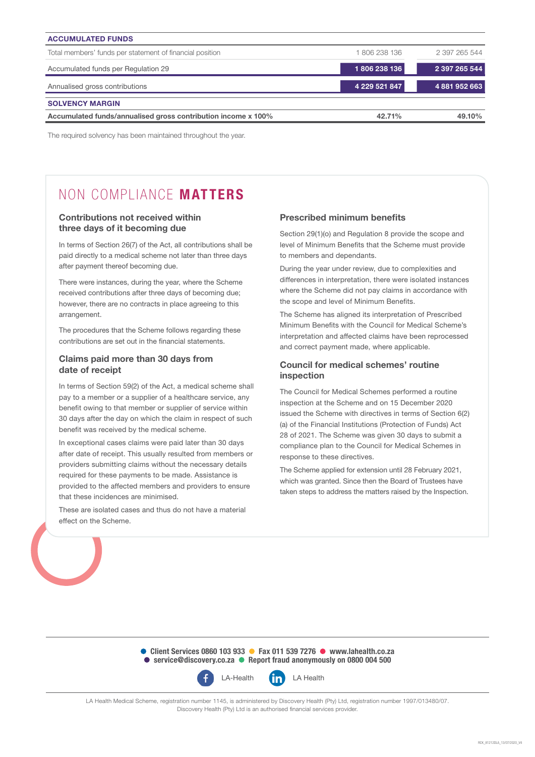| ACCUMULATED FUNDS | | |
|---|---|---|
| Total members' funds per statement of financial position | 1 806 238 136 | 2 397 265 544 |
| Accumulated funds per Regulation 29 | **1 806 238 136** | **2 397 265 544** |
| Annualised gross contributions | **4 229 521 847** | **4 881 952 663** |
| **SOLVENCY MARGIN** | | |
| **Accumulated funds/annualised gross contribution income x 100%** | **42.71%** | **49.10%** |

The required solvency has been maintained throughout the year.

# NON COMPLIANCE **MATTERS**

### Contributions not received within three days of it becoming due

In terms of Section 26(7) of the Act, all contributions shall be paid directly to a medical scheme not later than three days after payment thereof becoming due.

There were instances, during the year, where the Scheme received contributions after three days of becoming due; however, there are no contracts in place agreeing to this arrangement.

The procedures that the Scheme follows regarding these contributions are set out in the financial statements.

### Claims paid more than 30 days from date of receipt

In terms of Section 59(2) of the Act, a medical scheme shall pay to a member or a supplier of a healthcare service, any benefit owing to that member or supplier of service within 30 days after the day on which the claim in respect of such benefit was received by the medical scheme.

In exceptional cases claims were paid later than 30 days after date of receipt. This usually resulted from members or providers submitting claims without the necessary details required for these payments to be made. Assistance is provided to the affected members and providers to ensure that these incidences are minimised.

These are isolated cases and thus do not have a material effect on the Scheme.

### Prescribed minimum benefits

Section 29(1)(o) and Regulation 8 provide the scope and level of Minimum Benefits that the Scheme must provide to members and dependants.

During the year under review, due to complexities and differences in interpretation, there were isolated instances where the Scheme did not pay claims in accordance with the scope and level of Minimum Benefits.

The Scheme has aligned its interpretation of Prescribed Minimum Benefits with the Council for Medical Scheme's interpretation and affected claims have been reprocessed and correct payment made, where applicable.

### Council for medical schemes' routine inspection

The Council for Medical Schemes performed a routine inspection at the Scheme and on 15 December 2020 issued the Scheme with directives in terms of Section 6(2)(a) of the Financial Institutions (Protection of Funds) Act 28 of 2021. The Scheme was given 30 days to submit a compliance plan to the Council for Medical Schemes in response to these directives.

The Scheme applied for extension until 28 February 2021, which was granted. Since then the Board of Trustees have taken steps to address the matters raised by the Inspection.

**Client Services 0860 103 933** ● **Fax 011 539 7276** ● **www.lahealth.co.za**
● **service@discovery.co.za** ● **Report fraud anonymously on 0800 004 500**

LA-Health LA Health

LA Health Medical Scheme, registration number 1145, is administered by Discovery Health (Pty) Ltd, registration number 1997/013480/07. Discovery Health (Pty) Ltd is an authorised financial services provider.